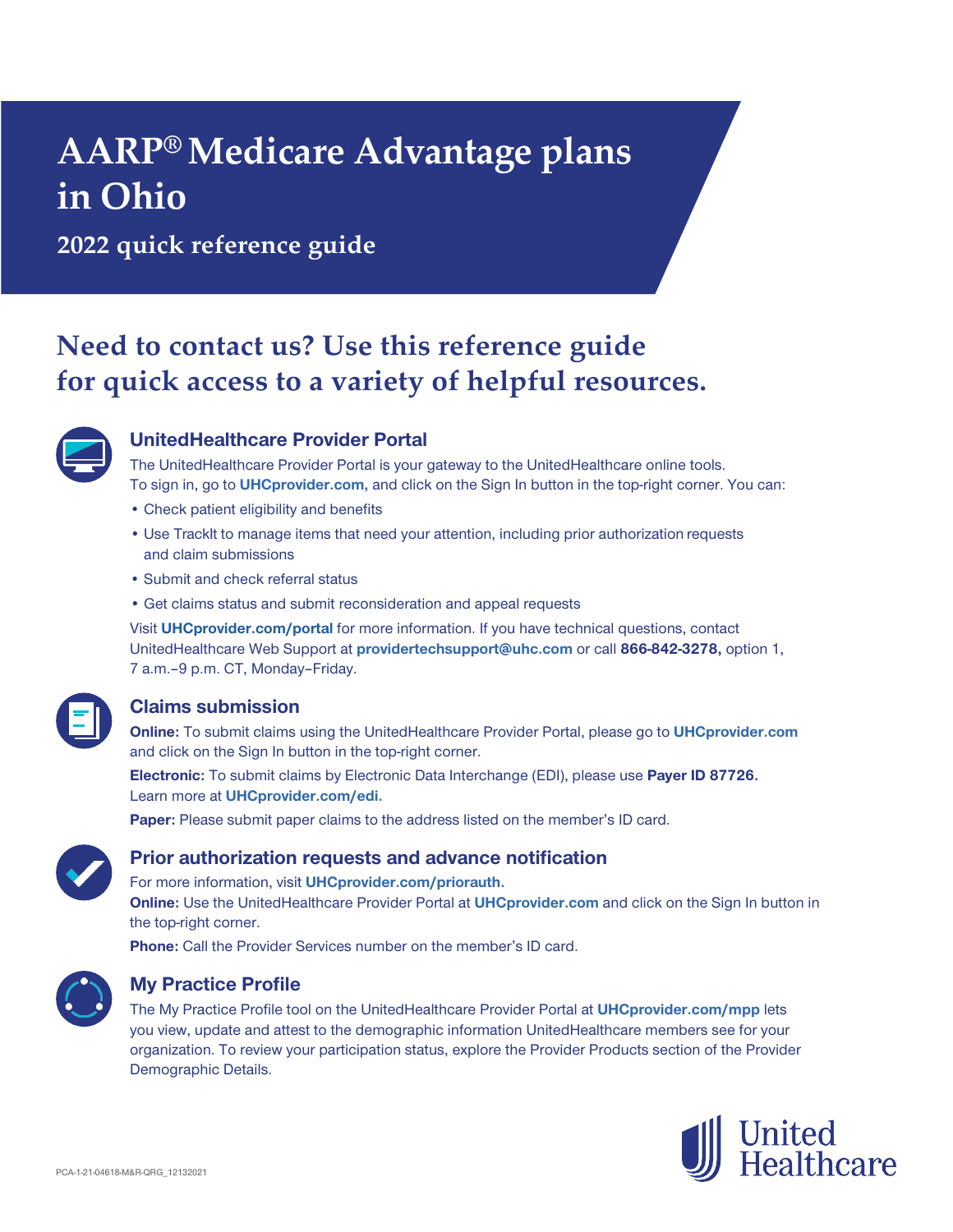# AARP® Medicare Advantage plans in Ohio

## 2022 quick reference guide

## Need to contact us? Use this reference guide for quick access to a variety of helpful resources.

### UnitedHealthcare Provider Portal

The UnitedHealthcare Provider Portal is your gateway to the UnitedHealthcare online tools. To sign in, go to **UHCprovider.com,** and click on the Sign In button in the top-right corner. You can:

- Check patient eligibility and benefits
- Use TrackIt to manage items that need your attention, including prior authorization requests and claim submissions
- Submit and check referral status
- Get claims status and submit reconsideration and appeal requests

Visit **UHCprovider.com/portal** for more information. If you have technical questions, contact UnitedHealthcare Web Support at **providertechsupport@uhc.com** or call **866-842-3278,** option 1, 7 a.m.–9 p.m. CT, Monday–Friday.

### Claims submission

**Online:** To submit claims using the UnitedHealthcare Provider Portal, please go to **UHCprovider.com** and click on the Sign In button in the top-right corner.

**Electronic:** To submit claims by Electronic Data Interchange (EDI), please use **Payer ID 87726.** Learn more at **UHCprovider.com/edi.**

**Paper:** Please submit paper claims to the address listed on the member's ID card.

### Prior authorization requests and advance notification

For more information, visit **UHCprovider.com/priorauth.**

**Online:** Use the UnitedHealthcare Provider Portal at **UHCprovider.com** and click on the Sign In button in the top-right corner.

**Phone:** Call the Provider Services number on the member's ID card.

### My Practice Profile

The My Practice Profile tool on the UnitedHealthcare Provider Portal at **UHCprovider.com/mpp** lets you view, update and attest to the demographic information UnitedHealthcare members see for your organization. To review your participation status, explore the Provider Products section of the Provider Demographic Details.

PCA-1-21-04618-M&R-QRG_12132021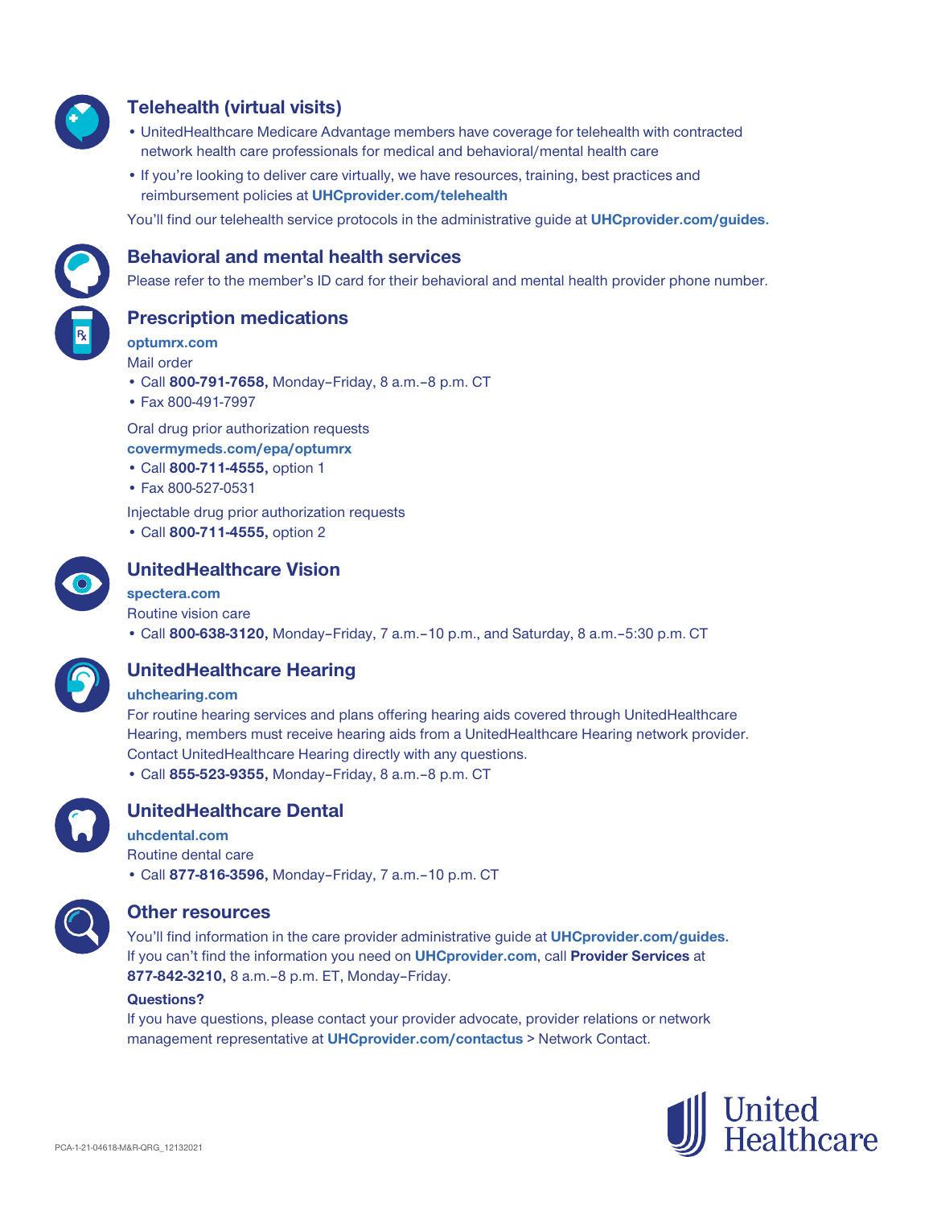## Telehealth (virtual visits)

- UnitedHealthcare Medicare Advantage members have coverage for telehealth with contracted network health care professionals for medical and behavioral/mental health care
- If you're looking to deliver care virtually, we have resources, training, best practices and reimbursement policies at **UHCprovider.com/telehealth**

You'll find our telehealth service protocols in the administrative guide at **UHCprovider.com/guides.**

## Behavioral and mental health services

Please refer to the member's ID card for their behavioral and mental health provider phone number.

## Prescription medications

**optumrx.com**

Mail order

- Call **800-791-7658,** Monday–Friday, 8 a.m.–8 p.m. CT
- Fax 800-491-7997

Oral drug prior authorization requests

**covermymeds.com/epa/optumrx**

- Call **800-711-4555,** option 1
- Fax 800-527-0531

Injectable drug prior authorization requests

- Call **800-711-4555,** option 2

## UnitedHealthcare Vision

**spectera.com**

Routine vision care

- Call **800-638-3120,** Monday–Friday, 7 a.m.–10 p.m., and Saturday, 8 a.m.–5:30 p.m. CT

## UnitedHealthcare Hearing

**uhchearing.com**

For routine hearing services and plans offering hearing aids covered through UnitedHealthcare Hearing, members must receive hearing aids from a UnitedHealthcare Hearing network provider. Contact UnitedHealthcare Hearing directly with any questions.

- Call **855-523-9355,** Monday–Friday, 8 a.m.–8 p.m. CT

## UnitedHealthcare Dental

**uhcdental.com**

Routine dental care

- Call **877-816-3596,** Monday–Friday, 7 a.m.–10 p.m. CT

## Other resources

You'll find information in the care provider administrative guide at **UHCprovider.com/guides.** If you can't find the information you need on **UHCprovider.com**, call **Provider Services** at **877-842-3210,** 8 a.m.–8 p.m. ET, Monday–Friday.

**Questions?**

If you have questions, please contact your provider advocate, provider relations or network management representative at **UHCprovider.com/contactus** > Network Contact.

PCA-1-21-04618-M&R-QRG_12132021

United Healthcare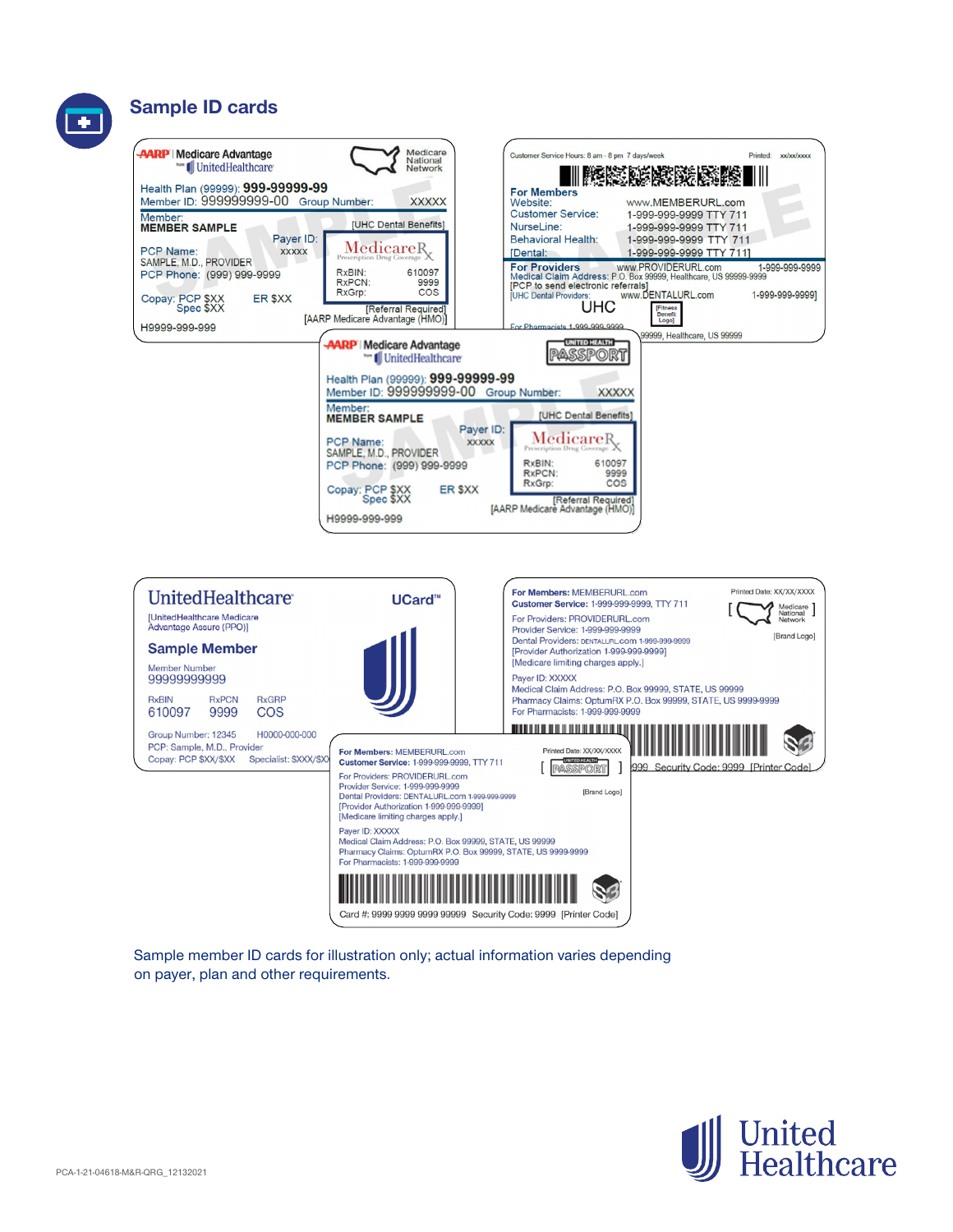## Sample ID cards

AARP | Medicare Advantage
from UnitedHealthcare

Medicare National Network

Health Plan (99999): 999-99999-99
Member ID: 999999999-00 Group Number: XXXXX

Member:
MEMBER SAMPLE

[UHC Dental Benefits]

Payer ID: XXXXX

MedicareRx
Prescription Drug Coverage

RxBIN: 610097
RxPCN: 9999
RxGrp: COS

PCP Name:
SAMPLE, M.D., PROVIDER
PCP Phone: (999) 999-9999

Copay: PCP $XX
Spec $XX
ER $XX

[Referral Required]
[AARP Medicare Advantage (HMO)]

H9999-999-999

---

Customer Service Hours: 8 am - 8 pm 7 days/week
Printed: xx/xx/xxxx

For Members
Website: www.MEMBERURL.com
Customer Service: 1-999-999-9999 TTY 711
NurseLine: 1-999-999-9999 TTY 711
Behavioral Health: 1-999-999-9999 TTY 711
[Dental: 1-999-999-9999 TTY 711]

For Providers www.PROVIDERURL.com 1-999-999-9999
Medical Claim Address: P.O. Box 99999, Healthcare, US 99999-9999
[PCP to send electronic referrals]
[UHC Dental Providers: www.DENTALURL.com 1-999-999-9999]

UHC [Fitness Benefit Logo]

For Pharmacists 1-999-999-9999 ... 99999, Healthcare, US 99999

---

AARP | Medicare Advantage
from UnitedHealthcare

UNITED HEALTH PASSPORT

Health Plan (99999): 999-99999-99
Member ID: 999999999-00 Group Number: XXXXX

Member:
MEMBER SAMPLE

[UHC Dental Benefits]

Payer ID: XXXXX

MedicareRx
Prescription Drug Coverage

RxBIN: 610097
RxPCN: 9999
RxGrp: COS

PCP Name:
SAMPLE, M.D., PROVIDER
PCP Phone: (999) 999-9999

Copay: PCP $XX
Spec $XX
ER $XX

[Referral Required]
[AARP Medicare Advantage (HMO)]

H9999-999-999

---

UnitedHealthcare
UCard™

[UnitedHealthcare Medicare Advantage Assure (PPO)]

Sample Member

Member Number
99999999999

| RxBIN | RxPCN | RxGRP |
|---|---|---|
| 610097 | 9999 | COS |

Group Number: 12345 H0000-000-000
PCP: Sample, M.D., Provider
Copay: PCP $XX/$XX Specialist: $XXX/$XX

---

For Members: MEMBERURL.com
Customer Service: 1-999-999-9999, TTY 711
Printed Date: XX/XX/XXXX

[ Medicare National Network ]

For Providers: PROVIDERURL.com
Provider Service: 1-999-999-9999
Dental Providers: DENTALURL.com 1-999-999-9999
[Provider Authorization 1-999-999-9999]
[Medicare limiting charges apply.]

[Brand Logo]

Payer ID: XXXXX
Medical Claim Address: P.O. Box 99999, STATE, US 99999
Pharmacy Claims: OptumRX P.O. Box 99999, STATE, US 9999-9999
For Pharmacists: 1-999-999-9999

...999 Security Code: 9999 [Printer Code]

---

For Members: MEMBERURL.com
Customer Service: 1-999-999-9999, TTY 711
Printed Date: XX/XX/XXXX

[ UNITED HEALTH PASSPORT ]

For Providers: PROVIDERURL.com
Provider Service: 1-999-999-9999
Dental Providers: DENTALURL.com 1-999-999-9999
[Provider Authorization 1-999-999-9999]
[Medicare limiting charges apply.]

[Brand Logo]

Payer ID: XXXXX
Medical Claim Address: P.O. Box 99999, STATE, US 99999
Pharmacy Claims: OptumRX P.O. Box 99999, STATE, US 9999-9999
For Pharmacists: 1-999-999-9999

Card #: 9999 9999 9999 99999 Security Code: 9999 [Printer Code]

---

Sample member ID cards for illustration only; actual information varies depending on payer, plan and other requirements.

PCA-1-21-04618-M&R-QRG_12132021

United Healthcare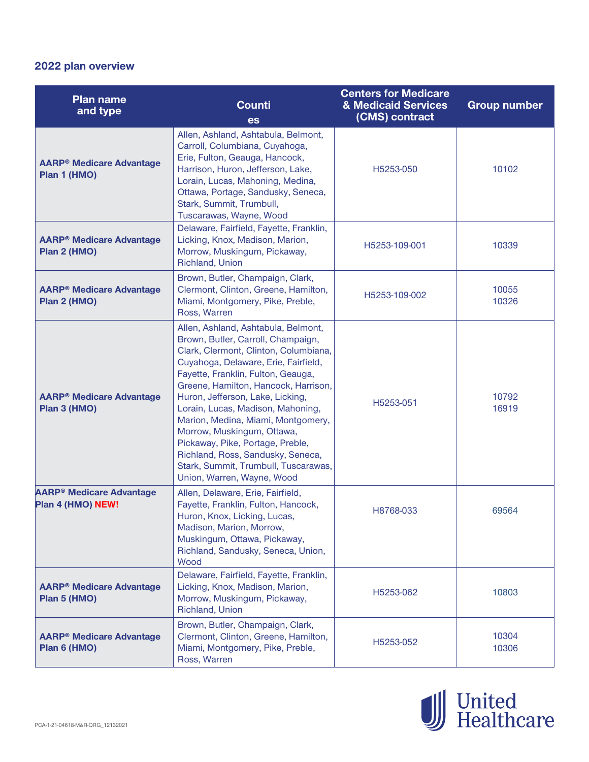## 2022 plan overview

| Plan name and type | Counties | Centers for Medicare & Medicaid Services (CMS) contract | Group number |
|---|---|---|---|
| **AARP® Medicare Advantage Plan 1 (HMO)** | Allen, Ashland, Ashtabula, Belmont, Carroll, Columbiana, Cuyahoga, Erie, Fulton, Geauga, Hancock, Harrison, Huron, Jefferson, Lake, Lorain, Lucas, Mahoning, Medina, Ottawa, Portage, Sandusky, Seneca, Stark, Summit, Trumbull, Tuscarawas, Wayne, Wood | H5253-050 | 10102 |
| **AARP® Medicare Advantage Plan 2 (HMO)** | Delaware, Fairfield, Fayette, Franklin, Licking, Knox, Madison, Marion, Morrow, Muskingum, Pickaway, Richland, Union | H5253-109-001 | 10339 |
| **AARP® Medicare Advantage Plan 2 (HMO)** | Brown, Butler, Champaign, Clark, Clermont, Clinton, Greene, Hamilton, Miami, Montgomery, Pike, Preble, Ross, Warren | H5253-109-002 | 10055<br>10326 |
| **AARP® Medicare Advantage Plan 3 (HMO)** | Allen, Ashland, Ashtabula, Belmont, Brown, Butler, Carroll, Champaign, Clark, Clermont, Clinton, Columbiana, Cuyahoga, Delaware, Erie, Fairfield, Fayette, Franklin, Fulton, Geauga, Greene, Hamilton, Hancock, Harrison, Huron, Jefferson, Lake, Licking, Lorain, Lucas, Madison, Mahoning, Marion, Medina, Miami, Montgomery, Morrow, Muskingum, Ottawa, Pickaway, Pike, Portage, Preble, Richland, Ross, Sandusky, Seneca, Stark, Summit, Trumbull, Tuscarawas, Union, Warren, Wayne, Wood | H5253-051 | 10792<br>16919 |
| **AARP® Medicare Advantage Plan 4 (HMO) NEW!** | Allen, Delaware, Erie, Fairfield, Fayette, Franklin, Fulton, Hancock, Huron, Knox, Licking, Lucas, Madison, Marion, Morrow, Muskingum, Ottawa, Pickaway, Richland, Sandusky, Seneca, Union, Wood | H8768-033 | 69564 |
| **AARP® Medicare Advantage Plan 5 (HMO)** | Delaware, Fairfield, Fayette, Franklin, Licking, Knox, Madison, Marion, Morrow, Muskingum, Pickaway, Richland, Union | H5253-062 | 10803 |
| **AARP® Medicare Advantage Plan 6 (HMO)** | Brown, Butler, Champaign, Clark, Clermont, Clinton, Greene, Hamilton, Miami, Montgomery, Pike, Preble, Ross, Warren | H5253-052 | 10304<br>10306 |

PCA-1-21-04618-M&R-QRG_12132021

United Healthcare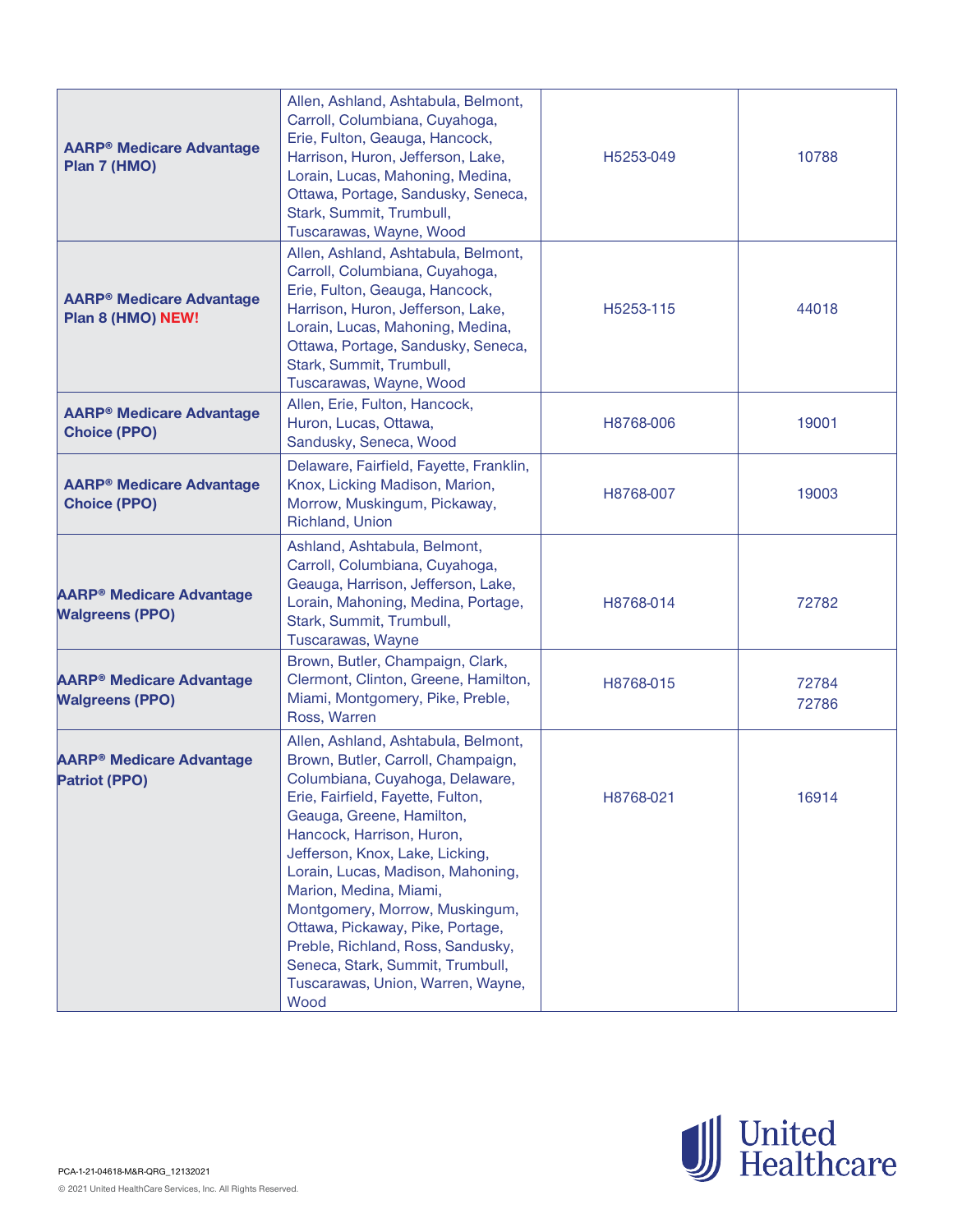| | | | |
|---|---|---|---|
| **AARP® Medicare Advantage Plan 7 (HMO)** | Allen, Ashland, Ashtabula, Belmont, Carroll, Columbiana, Cuyahoga, Erie, Fulton, Geauga, Hancock, Harrison, Huron, Jefferson, Lake, Lorain, Lucas, Mahoning, Medina, Ottawa, Portage, Sandusky, Seneca, Stark, Summit, Trumbull, Tuscarawas, Wayne, Wood | H5253-049 | 10788 |
| **AARP® Medicare Advantage Plan 8 (HMO) NEW!** | Allen, Ashland, Ashtabula, Belmont, Carroll, Columbiana, Cuyahoga, Erie, Fulton, Geauga, Hancock, Harrison, Huron, Jefferson, Lake, Lorain, Lucas, Mahoning, Medina, Ottawa, Portage, Sandusky, Seneca, Stark, Summit, Trumbull, Tuscarawas, Wayne, Wood | H5253-115 | 44018 |
| **AARP® Medicare Advantage Choice (PPO)** | Allen, Erie, Fulton, Hancock, Huron, Lucas, Ottawa, Sandusky, Seneca, Wood | H8768-006 | 19001 |
| **AARP® Medicare Advantage Choice (PPO)** | Delaware, Fairfield, Fayette, Franklin, Knox, Licking Madison, Marion, Morrow, Muskingum, Pickaway, Richland, Union | H8768-007 | 19003 |
| **AARP® Medicare Advantage Walgreens (PPO)** | Ashland, Ashtabula, Belmont, Carroll, Columbiana, Cuyahoga, Geauga, Harrison, Jefferson, Lake, Lorain, Mahoning, Medina, Portage, Stark, Summit, Trumbull, Tuscarawas, Wayne | H8768-014 | 72782 |
| **AARP® Medicare Advantage Walgreens (PPO)** | Brown, Butler, Champaign, Clark, Clermont, Clinton, Greene, Hamilton, Miami, Montgomery, Pike, Preble, Ross, Warren | H8768-015 | 72784<br>72786 |
| **AARP® Medicare Advantage Patriot (PPO)** | Allen, Ashland, Ashtabula, Belmont, Brown, Butler, Carroll, Champaign, Columbiana, Cuyahoga, Delaware, Erie, Fairfield, Fayette, Fulton, Geauga, Greene, Hamilton, Hancock, Harrison, Huron, Jefferson, Knox, Lake, Licking, Lorain, Lucas, Madison, Mahoning, Marion, Medina, Miami, Montgomery, Morrow, Muskingum, Ottawa, Pickaway, Pike, Portage, Preble, Richland, Ross, Sandusky, Seneca, Stark, Summit, Trumbull, Tuscarawas, Union, Warren, Wayne, Wood | H8768-021 | 16914 |

PCA-1-21-04618-M&R-QRG_12132021

© 2021 United HealthCare Services, Inc. All Rights Reserved.

United Healthcare